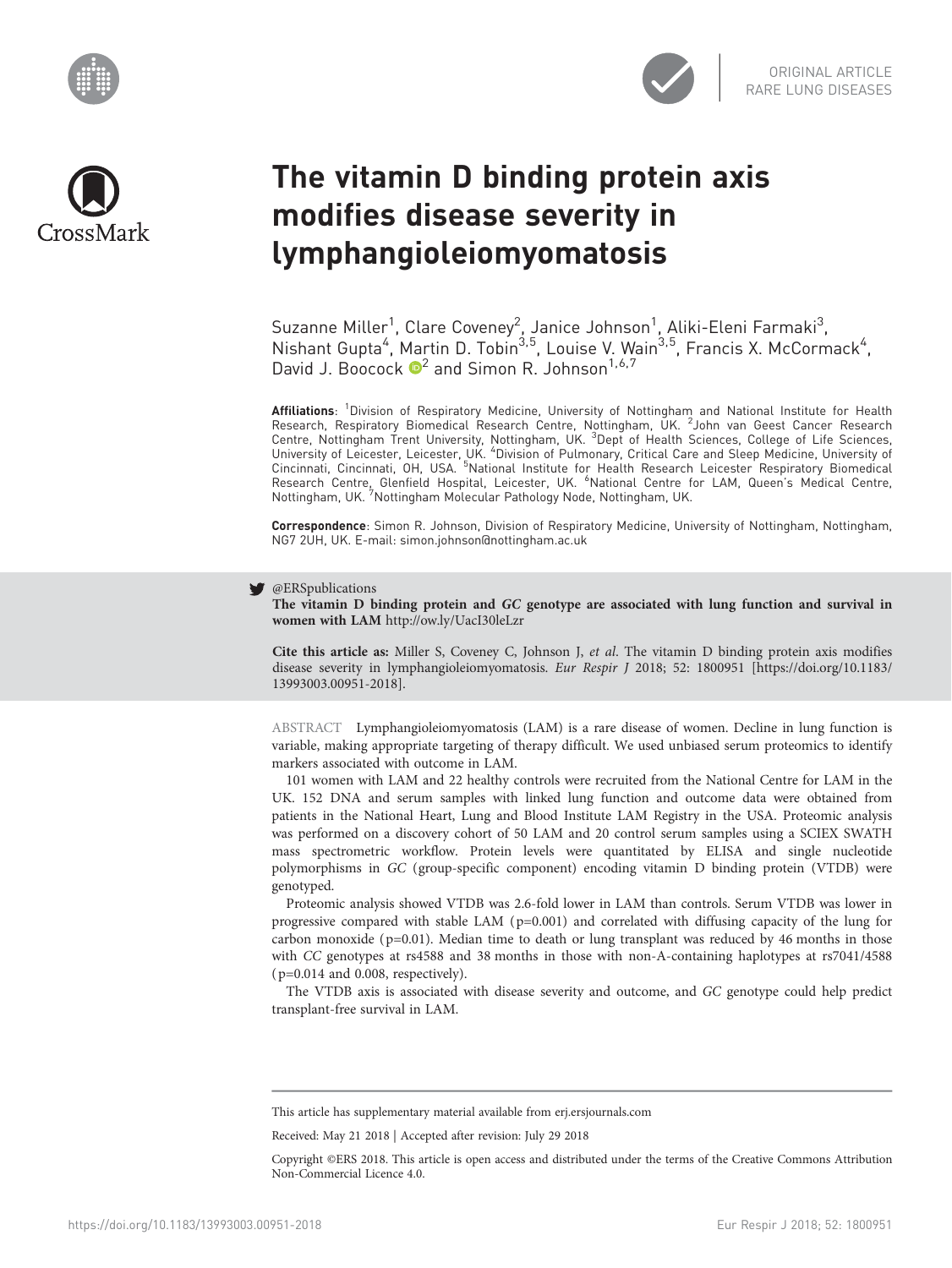ORIGINAL ARTICLE
RARE LUNG DISEASES

# The vitamin D binding protein axis modifies disease severity in lymphangioleiomyomatosis

Suzanne Miller[1], Clare Coveney[2], Janice Johnson[1], Aliki-Eleni Farmaki[3], Nishant Gupta[4], Martin D. Tobin[3,5], Louise V. Wain[3,5], Francis X. McCormack[4], David J. Boocock[2] and Simon R. Johnson[1,6,7]

**Affiliations**: [1]Division of Respiratory Medicine, University of Nottingham and National Institute for Health Research, Respiratory Biomedical Research Centre, Nottingham, UK. [2]John van Geest Cancer Research Centre, Nottingham Trent University, Nottingham, UK. [3]Dept of Health Sciences, College of Life Sciences, University of Leicester, Leicester, UK. [4]Division of Pulmonary, Critical Care and Sleep Medicine, University of Cincinnati, Cincinnati, OH, USA. [5]National Institute for Health Research Leicester Respiratory Biomedical Research Centre, Glenfield Hospital, Leicester, UK. [6]National Centre for LAM, Queen's Medical Centre, Nottingham, UK. [7]Nottingham Molecular Pathology Node, Nottingham, UK.

**Correspondence**: Simon R. Johnson, Division of Respiratory Medicine, University of Nottingham, Nottingham, NG7 2UH, UK. E-mail: simon.johnson@nottingham.ac.uk

@ERSpublications
**The vitamin D binding protein and *GC* genotype are associated with lung function and survival in women with LAM** http://ow.ly/UacI30leLzr

**Cite this article as:** Miller S, Coveney C, Johnson J, *et al*. The vitamin D binding protein axis modifies disease severity in lymphangioleiomyomatosis. *Eur Respir J* 2018; 52: 1800951 [https://doi.org/10.1183/13993003.00951-2018].

ABSTRACT Lymphangioleiomyomatosis (LAM) is a rare disease of women. Decline in lung function is variable, making appropriate targeting of therapy difficult. We used unbiased serum proteomics to identify markers associated with outcome in LAM.

101 women with LAM and 22 healthy controls were recruited from the National Centre for LAM in the UK. 152 DNA and serum samples with linked lung function and outcome data were obtained from patients in the National Heart, Lung and Blood Institute LAM Registry in the USA. Proteomic analysis was performed on a discovery cohort of 50 LAM and 20 control serum samples using a SCIEX SWATH mass spectrometric workflow. Protein levels were quantitated by ELISA and single nucleotide polymorphisms in *GC* (group-specific component) encoding vitamin D binding protein (VTDB) were genotyped.

Proteomic analysis showed VTDB was 2.6-fold lower in LAM than controls. Serum VTDB was lower in progressive compared with stable LAM ($p=0.001$) and correlated with diffusing capacity of the lung for carbon monoxide ($p=0.01$). Median time to death or lung transplant was reduced by 46 months in those with *CC* genotypes at rs4588 and 38 months in those with non-A-containing haplotypes at rs7041/4588 ($p=0.014$ and 0.008, respectively).

The VTDB axis is associated with disease severity and outcome, and *GC* genotype could help predict transplant-free survival in LAM.

This article has supplementary material available from erj.ersjournals.com

Received: May 21 2018 | Accepted after revision: July 29 2018

Copyright ©ERS 2018. This article is open access and distributed under the terms of the Creative Commons Attribution Non-Commercial Licence 4.0.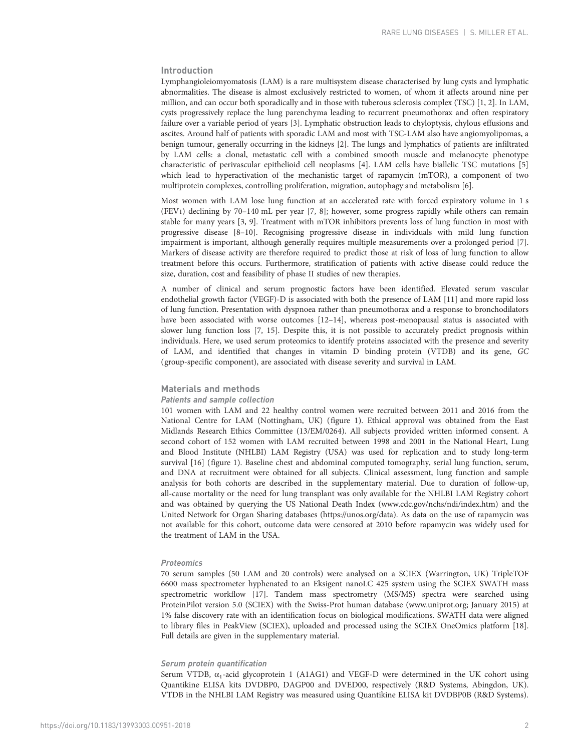## Introduction

Lymphangioleiomyomatosis (LAM) is a rare multisystem disease characterised by lung cysts and lymphatic abnormalities. The disease is almost exclusively restricted to women, of whom it affects around nine per million, and can occur both sporadically and in those with tuberous sclerosis complex (TSC) [1, 2]. In LAM, cysts progressively replace the lung parenchyma leading to recurrent pneumothorax and often respiratory failure over a variable period of years [3]. Lymphatic obstruction leads to chyloptysis, chylous effusions and ascites. Around half of patients with sporadic LAM and most with TSC-LAM also have angiomyolipomas, a benign tumour, generally occurring in the kidneys [2]. The lungs and lymphatics of patients are infiltrated by LAM cells: a clonal, metastatic cell with a combined smooth muscle and melanocyte phenotype characteristic of perivascular epithelioid cell neoplasms [4]. LAM cells have biallelic TSC mutations [5] which lead to hyperactivation of the mechanistic target of rapamycin (mTOR), a component of two multiprotein complexes, controlling proliferation, migration, autophagy and metabolism [6].

Most women with LAM lose lung function at an accelerated rate with forced expiratory volume in 1 s ($FEV_1$) declining by 70–140 mL per year [7, 8]; however, some progress rapidly while others can remain stable for many years [3, 9]. Treatment with mTOR inhibitors prevents loss of lung function in most with progressive disease [8–10]. Recognising progressive disease in individuals with mild lung function impairment is important, although generally requires multiple measurements over a prolonged period [7]. Markers of disease activity are therefore required to predict those at risk of loss of lung function to allow treatment before this occurs. Furthermore, stratification of patients with active disease could reduce the size, duration, cost and feasibility of phase II studies of new therapies.

A number of clinical and serum prognostic factors have been identified. Elevated serum vascular endothelial growth factor (VEGF)-D is associated with both the presence of LAM [11] and more rapid loss of lung function. Presentation with dyspnoea rather than pneumothorax and a response to bronchodilators have been associated with worse outcomes [12–14], whereas post-menopausal status is associated with slower lung function loss [7, 15]. Despite this, it is not possible to accurately predict prognosis within individuals. Here, we used serum proteomics to identify proteins associated with the presence and severity of LAM, and identified that changes in vitamin D binding protein (VTDB) and its gene, *GC* (group-specific component), are associated with disease severity and survival in LAM.

## Materials and methods

### Patients and sample collection

101 women with LAM and 22 healthy control women were recruited between 2011 and 2016 from the National Centre for LAM (Nottingham, UK) (figure 1). Ethical approval was obtained from the East Midlands Research Ethics Committee (13/EM/0264). All subjects provided written informed consent. A second cohort of 152 women with LAM recruited between 1998 and 2001 in the National Heart, Lung and Blood Institute (NHLBI) LAM Registry (USA) was used for replication and to study long-term survival [16] (figure 1). Baseline chest and abdominal computed tomography, serial lung function, serum, and DNA at recruitment were obtained for all subjects. Clinical assessment, lung function and sample analysis for both cohorts are described in the supplementary material. Due to duration of follow-up, all-cause mortality or the need for lung transplant was only available for the NHLBI LAM Registry cohort and was obtained by querying the US National Death Index (www.cdc.gov/nchs/ndi/index.htm) and the United Network for Organ Sharing databases (https://unos.org/data). As data on the use of rapamycin was not available for this cohort, outcome data were censored at 2010 before rapamycin was widely used for the treatment of LAM in the USA.

### Proteomics

70 serum samples (50 LAM and 20 controls) were analysed on a SCIEX (Warrington, UK) TripleTOF 6600 mass spectrometer hyphenated to an Eksigent nanoLC 425 system using the SCIEX SWATH mass spectrometric workflow [17]. Tandem mass spectrometry (MS/MS) spectra were searched using ProteinPilot version 5.0 (SCIEX) with the Swiss-Prot human database (www.uniprot.org; January 2015) at 1% false discovery rate with an identification focus on biological modifications. SWATH data were aligned to library files in PeakView (SCIEX), uploaded and processed using the SCIEX OneOmics platform [18]. Full details are given in the supplementary material.

### Serum protein quantification

Serum VTDB, $\alpha_1$-acid glycoprotein 1 (A1AG1) and VEGF-D were determined in the UK cohort using Quantikine ELISA kits DVDBP0, DAGP00 and DVED00, respectively (R&D Systems, Abingdon, UK). VTDB in the NHLBI LAM Registry was measured using Quantikine ELISA kit DVDBP0B (R&D Systems).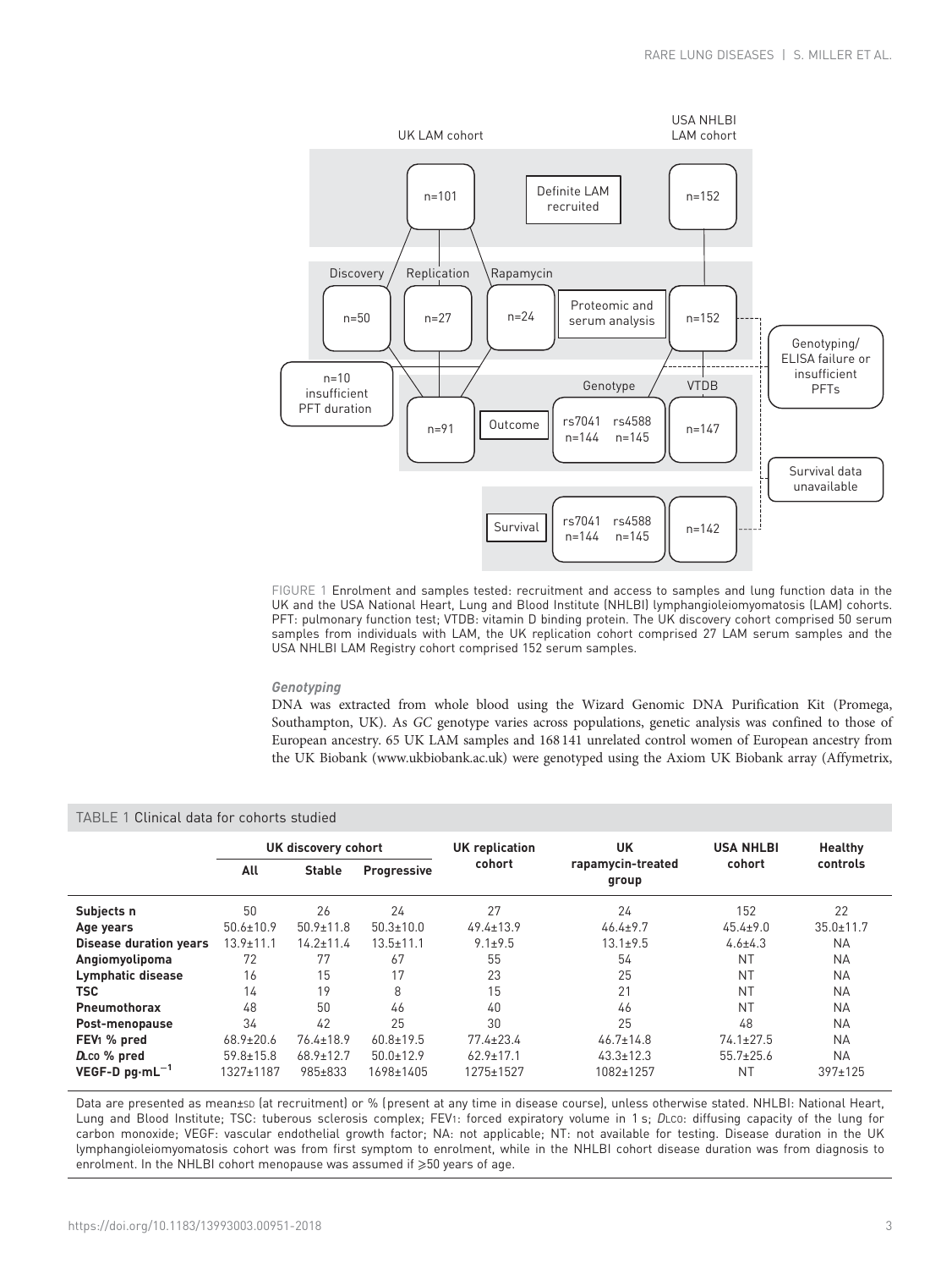FIGURE 1 Enrolment and samples tested: recruitment and access to samples and lung function data in the UK and the USA National Heart, Lung and Blood Institute (NHLBI) lymphangioleiomyomatosis (LAM) cohorts. PFT: pulmonary function test; VTDB: vitamin D binding protein. The UK discovery cohort comprised 50 serum samples from individuals with LAM, the UK replication cohort comprised 27 LAM serum samples and the USA NHLBI LAM Registry cohort comprised 152 serum samples.

### *Genotyping*

DNA was extracted from whole blood using the Wizard Genomic DNA Purification Kit (Promega, Southampton, UK). As *GC* genotype varies across populations, genetic analysis was confined to those of European ancestry. 65 UK LAM samples and 168 141 unrelated control women of European ancestry from the UK Biobank (www.ukbiobank.ac.uk) were genotyped using the Axiom UK Biobank array (Affymetrix,

TABLE 1 Clinical data for cohorts studied

| | UK discovery cohort | | | UK replication cohort | UK rapamycin-treated group | USA NHLBI cohort | Healthy controls |
|---|---|---|---|---|---|---|---|
| | All | Stable | Progressive | | | | |
| **Subjects n** | 50 | 26 | 24 | 27 | 24 | 152 | 22 |
| **Age years** | 50.6±10.9 | 50.9±11.8 | 50.3±10.0 | 49.4±13.9 | 46.4±9.7 | 45.4±9.0 | 35.0±11.7 |
| **Disease duration years** | 13.9±11.1 | 14.2±11.4 | 13.5±11.1 | 9.1±9.5 | 13.1±9.5 | 4.6±4.3 | NA |
| **Angiomyolipoma** | 72 | 77 | 67 | 55 | 54 | NT | NA |
| **Lymphatic disease** | 16 | 15 | 17 | 23 | 25 | NT | NA |
| **TSC** | 14 | 19 | 8 | 15 | 21 | NT | NA |
| **Pneumothorax** | 48 | 50 | 46 | 40 | 46 | NT | NA |
| **Post-menopause** | 34 | 42 | 25 | 30 | 25 | 48 | NA |
| **$FEV_1$ % pred** | 68.9±20.6 | 76.4±18.9 | 60.8±19.5 | 77.4±23.4 | 46.7±14.8 | 74.1±27.5 | NA |
| **$D_{LCO}$ % pred** | 59.8±15.8 | 68.9±12.7 | 50.0±12.9 | 62.9±17.1 | 43.3±12.3 | 55.7±25.6 | NA |
| **VEGF-D $pg \cdot mL^{-1}$** | 1327±1187 | 985±833 | 1698±1405 | 1275±1527 | 1082±1257 | NT | 397±125 |

Data are presented as mean±SD (at recruitment) or % (present at any time in disease course), unless otherwise stated. NHLBI: National Heart, Lung and Blood Institute; TSC: tuberous sclerosis complex; $FEV_1$: forced expiratory volume in 1 s; $D_{LCO}$: diffusing capacity of the lung for carbon monoxide; VEGF: vascular endothelial growth factor; NA: not applicable; NT: not available for testing. Disease duration in the UK lymphangioleiomyomatosis cohort was from first symptom to enrolment, while in the NHLBI cohort disease duration was from diagnosis to enrolment. In the NHLBI cohort menopause was assumed if ⩾50 years of age.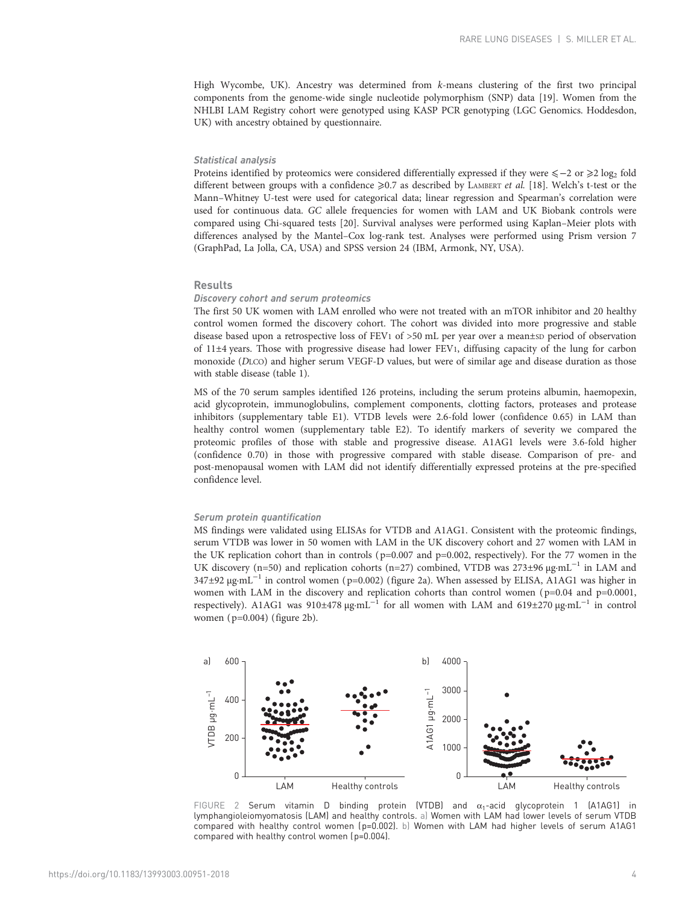High Wycombe, UK). Ancestry was determined from *k*-means clustering of the first two principal components from the genome-wide single nucleotide polymorphism (SNP) data [19]. Women from the NHLBI LAM Registry cohort were genotyped using KASP PCR genotyping (LGC Genomics. Hoddesdon, UK) with ancestry obtained by questionnaire.

#### *Statistical analysis*

Proteins identified by proteomics were considered differentially expressed if they were $\leqslant -2$ or $\geqslant 2$ $\log_2$ fold different between groups with a confidence $\geqslant 0.7$ as described by LAMBERT *et al.* [18]. Welch's t-test or the Mann–Whitney U-test were used for categorical data; linear regression and Spearman's correlation were used for continuous data. *GC* allele frequencies for women with LAM and UK Biobank controls were compared using Chi-squared tests [20]. Survival analyses were performed using Kaplan–Meier plots with differences analysed by the Mantel–Cox log-rank test. Analyses were performed using Prism version 7 (GraphPad, La Jolla, CA, USA) and SPSS version 24 (IBM, Armonk, NY, USA).

## Results

#### *Discovery cohort and serum proteomics*

The first 50 UK women with LAM enrolled who were not treated with an mTOR inhibitor and 20 healthy control women formed the discovery cohort. The cohort was divided into more progressive and stable disease based upon a retrospective loss of FEV1 of >50 mL per year over a mean±SD period of observation of 11±4 years. Those with progressive disease had lower FEV1, diffusing capacity of the lung for carbon monoxide (*D*LCO) and higher serum VEGF-D values, but were of similar age and disease duration as those with stable disease (table 1).

MS of the 70 serum samples identified 126 proteins, including the serum proteins albumin, haemopexin, acid glycoprotein, immunoglobulins, complement components, clotting factors, proteases and protease inhibitors (supplementary table E1). VTDB levels were 2.6-fold lower (confidence 0.65) in LAM than healthy control women (supplementary table E2). To identify markers of severity we compared the proteomic profiles of those with stable and progressive disease. A1AG1 levels were 3.6-fold higher (confidence 0.70) in those with progressive compared with stable disease. Comparison of pre- and post-menopausal women with LAM did not identify differentially expressed proteins at the pre-specified confidence level.

#### *Serum protein quantification*

MS findings were validated using ELISAs for VTDB and A1AG1. Consistent with the proteomic findings, serum VTDB was lower in 50 women with LAM in the UK discovery cohort and 27 women with LAM in the UK replication cohort than in controls ($p=0.007$ and $p=0.002$, respectively). For the 77 women in the UK discovery (n=50) and replication cohorts (n=27) combined, VTDB was 273±96 μg·mL$^{-1}$ in LAM and 347±92 μg·mL$^{-1}$ in control women ($p=0.002$) (figure 2a). When assessed by ELISA, A1AG1 was higher in women with LAM in the discovery and replication cohorts than control women ($p=0.04$ and $p=0.0001$, respectively). A1AG1 was 910±478 μg·mL$^{-1}$ for all women with LAM and 619±270 μg·mL$^{-1}$ in control women ($p=0.004$) (figure 2b).

FIGURE 2 Serum vitamin D binding protein (VTDB) and $\alpha_1$-acid glycoprotein 1 (A1AG1) in lymphangioleiomyomatosis (LAM) and healthy controls. a) Women with LAM had lower levels of serum VTDB compared with healthy control women ($p=0.002$). b) Women with LAM had higher levels of serum A1AG1 compared with healthy control women ($p=0.004$).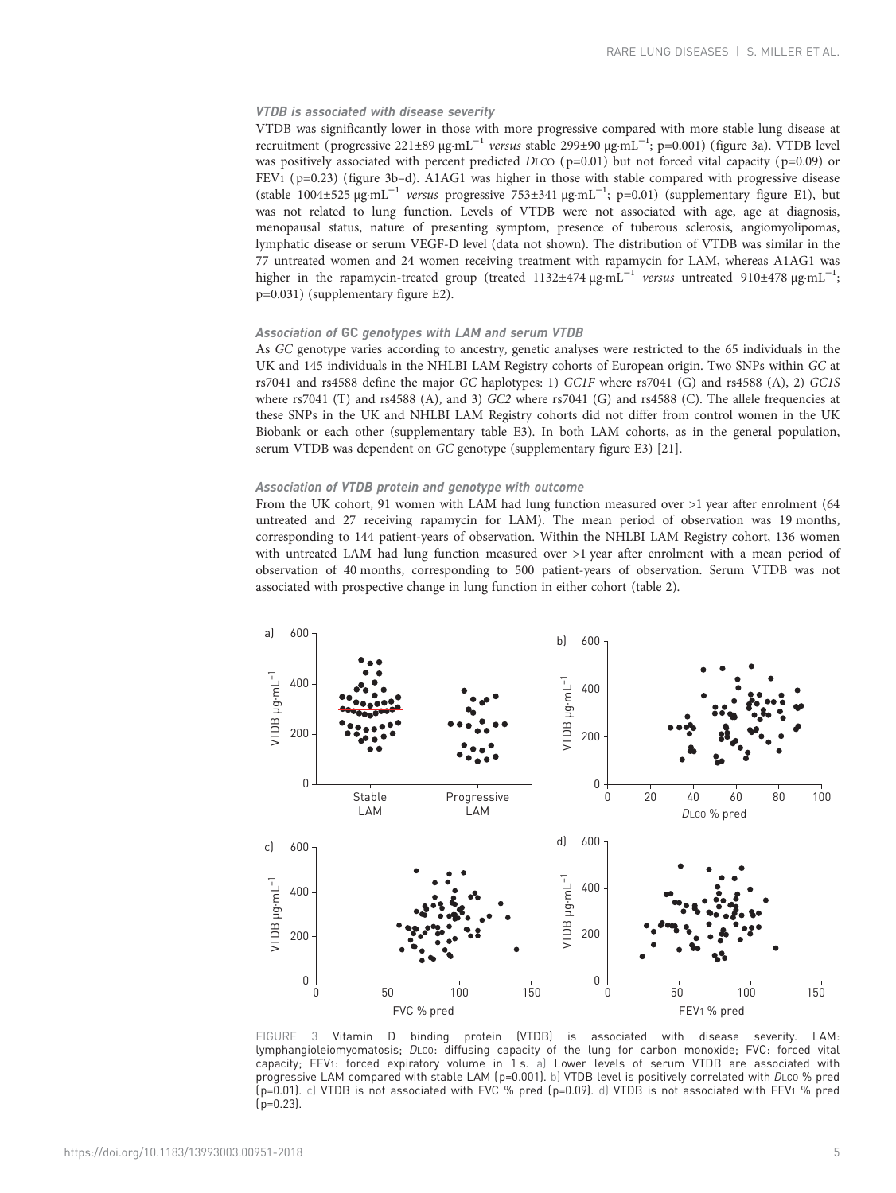### *VTDB is associated with disease severity*

VTDB was significantly lower in those with more progressive compared with more stable lung disease at recruitment (progressive 221±89 μg·mL$^{-1}$ *versus* stable 299±90 μg·mL$^{-1}$; p=0.001) (figure 3a). VTDB level was positively associated with percent predicted $D_{LCO}$ (p=0.01) but not forced vital capacity (p=0.09) or $FEV_1$ (p=0.23) (figure 3b–d). A1AG1 was higher in those with stable compared with progressive disease (stable 1004±525 μg·mL$^{-1}$ *versus* progressive 753±341 μg·mL$^{-1}$; p=0.01) (supplementary figure E1), but was not related to lung function. Levels of VTDB were not associated with age, age at diagnosis, menopausal status, nature of presenting symptom, presence of tuberous sclerosis, angiomyolipomas, lymphatic disease or serum VEGF-D level (data not shown). The distribution of VTDB was similar in the 77 untreated women and 24 women receiving treatment with rapamycin for LAM, whereas A1AG1 was higher in the rapamycin-treated group (treated 1132±474 μg·mL$^{-1}$ *versus* untreated 910±478 μg·mL$^{-1}$; p=0.031) (supplementary figure E2).

### *Association of* GC *genotypes with LAM and serum VTDB*

As *GC* genotype varies according to ancestry, genetic analyses were restricted to the 65 individuals in the UK and 145 individuals in the NHLBI LAM Registry cohorts of European origin. Two SNPs within *GC* at rs7041 and rs4588 define the major *GC* haplotypes: 1) *GC1F* where rs7041 (G) and rs4588 (A), 2) *GC1S* where rs7041 (T) and rs4588 (A), and 3) *GC2* where rs7041 (G) and rs4588 (C). The allele frequencies at these SNPs in the UK and NHLBI LAM Registry cohorts did not differ from control women in the UK Biobank or each other (supplementary table E3). In both LAM cohorts, as in the general population, serum VTDB was dependent on *GC* genotype (supplementary figure E3) [21].

### *Association of VTDB protein and genotype with outcome*

From the UK cohort, 91 women with LAM had lung function measured over >1 year after enrolment (64 untreated and 27 receiving rapamycin for LAM). The mean period of observation was 19 months, corresponding to 144 patient-years of observation. Within the NHLBI LAM Registry cohort, 136 women with untreated LAM had lung function measured over >1 year after enrolment with a mean period of observation of 40 months, corresponding to 500 patient-years of observation. Serum VTDB was not associated with prospective change in lung function in either cohort (table 2).

FIGURE 3 Vitamin D binding protein (VTDB) is associated with disease severity. LAM: lymphangioleiomyomatosis; $D_{LCO}$: diffusing capacity of the lung for carbon monoxide; FVC: forced vital capacity; $FEV_1$: forced expiratory volume in 1 s. a) Lower levels of serum VTDB are associated with progressive LAM compared with stable LAM (p=0.001). b) VTDB level is positively correlated with $D_{LCO}$ % pred (p=0.01). c) VTDB is not associated with FVC % pred (p=0.09). d) VTDB is not associated with $FEV_1$ % pred (p=0.23).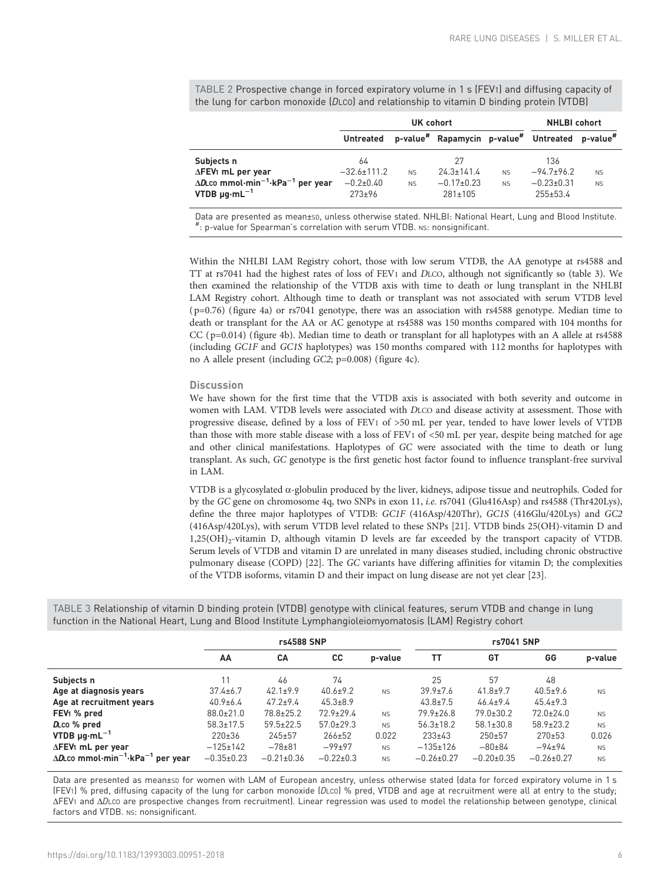TABLE 2 Prospective change in forced expiratory volume in 1 s (FEV1) and diffusing capacity of the lung for carbon monoxide (DLCO) and relationship to vitamin D binding protein (VTDB)

| | UK cohort | | | | NHLBI cohort | |
|---|---|---|---|---|---|---|
| | Untreated | p-value# | Rapamycin | p-value# | Untreated | p-value# |
| **Subjects n** | 64 | | 27 | | 136 | |
| **ΔFEV1 mL per year** | −32.6±111.2 | NS | 24.3±141.4 | NS | −94.7±96.2 | NS |
| **ΔDLCO mmol·min$^{-1}$·kPa$^{-1}$ per year** | −0.2±0.40 | NS | −0.17±0.23 | NS | −0.23±0.31 | NS |
| **VTDB µg·mL$^{-1}$** | 273±96 | | 281±105 | | 255±53.4 | |

Data are presented as mean±SD, unless otherwise stated. NHLBI: National Heart, Lung and Blood Institute. #: p-value for Spearman's correlation with serum VTDB. NS: nonsignificant.

Within the NHLBI LAM Registry cohort, those with low serum VTDB, the AA genotype at rs4588 and TT at rs7041 had the highest rates of loss of FEV1 and DLCO, although not significantly so (table 3). We then examined the relationship of the VTDB axis with time to death or lung transplant in the NHLBI LAM Registry cohort. Although time to death or transplant was not associated with serum VTDB level (p=0.76) (figure 4a) or rs7041 genotype, there was an association with rs4588 genotype. Median time to death or transplant for the AA or AC genotype at rs4588 was 150 months compared with 104 months for CC (p=0.014) (figure 4b). Median time to death or transplant for all haplotypes with an A allele at rs4588 (including *GC1F* and *GC1S* haplotypes) was 150 months compared with 112 months for haplotypes with no A allele present (including *GC2*; p=0.008) (figure 4c).

## Discussion

We have shown for the first time that the VTDB axis is associated with both severity and outcome in women with LAM. VTDB levels were associated with DLCO and disease activity at assessment. Those with progressive disease, defined by a loss of FEV1 of >50 mL per year, tended to have lower levels of VTDB than those with more stable disease with a loss of FEV1 of <50 mL per year, despite being matched for age and other clinical manifestations. Haplotypes of *GC* were associated with the time to death or lung transplant. As such, *GC* genotype is the first genetic host factor found to influence transplant-free survival in LAM.

VTDB is a glycosylated α-globulin produced by the liver, kidneys, adipose tissue and neutrophils. Coded for by the *GC* gene on chromosome 4q, two SNPs in exon 11, *i.e.* rs7041 (Glu416Asp) and rs4588 (Thr420Lys), define the three major haplotypes of VTDB: *GC1F* (416Asp/420Thr), *GC1S* (416Glu/420Lys) and *GC2* (416Asp/420Lys), with serum VTDB level related to these SNPs [21]. VTDB binds 25(OH)-vitamin D and 1,25(OH)$_2$-vitamin D, although vitamin D levels are far exceeded by the transport capacity of VTDB. Serum levels of VTDB and vitamin D are unrelated in many diseases studied, including chronic obstructive pulmonary disease (COPD) [22]. The *GC* variants have differing affinities for vitamin D; the complexities of the VTDB isoforms, vitamin D and their impact on lung disease are not yet clear [23].

TABLE 3 Relationship of vitamin D binding protein (VTDB) genotype with clinical features, serum VTDB and change in lung function in the National Heart, Lung and Blood Institute Lymphangioleiomyomatosis (LAM) Registry cohort

| | rs4588 SNP | | | | rs7041 SNP | | | |
|---|---|---|---|---|---|---|---|---|
| | AA | CA | CC | p-value | TT | GT | GG | p-value |
| **Subjects n** | 11 | 46 | 74 | | 25 | 57 | 48 | |
| **Age at diagnosis years** | 37.4±6.7 | 42.1±9.9 | 40.6±9.2 | NS | 39.9±7.6 | 41.8±9.7 | 40.5±9.6 | NS |
| **Age at recruitment years** | 40.9±6.4 | 47.2±9.4 | 45.3±8.9 | | 43.8±7.5 | 46.4±9.4 | 45.4±9.3 | |
| **FEV1 % pred** | 88.0±21.0 | 78.8±25.2 | 72.9±29.4 | NS | 79.9±26.8 | 79.0±30.2 | 72.0±24.0 | NS |
| **DLCO % pred** | 58.3±17.5 | 59.5±22.5 | 57.0±29.3 | NS | 56.3±18.2 | 58.1±30.8 | 58.9±23.2 | NS |
| **VTDB µg·mL$^{-1}$** | 220±36 | 245±57 | 266±52 | 0.022 | 233±43 | 250±57 | 270±53 | 0.026 |
| **ΔFEV1 mL per year** | −125±142 | −78±81 | −99±97 | NS | −135±126 | −80±84 | −94±94 | NS |
| **ΔDLCO mmol·min$^{-1}$·kPa$^{-1}$ per year** | −0.35±0.23 | −0.21±0.36 | −0.22±0.3 | NS | −0.26±0.27 | −0.20±0.35 | −0.26±0.27 | NS |

Data are presented as mean±SD for women with LAM of European ancestry, unless otherwise stated (data for forced expiratory volume in 1 s (FEV1) % pred, diffusing capacity of the lung for carbon monoxide (DLCO) % pred, VTDB and age at recruitment were all at entry to the study; ΔFEV1 and ΔDLCO are prospective changes from recruitment). Linear regression was used to model the relationship between genotype, clinical factors and VTDB. NS: nonsignificant.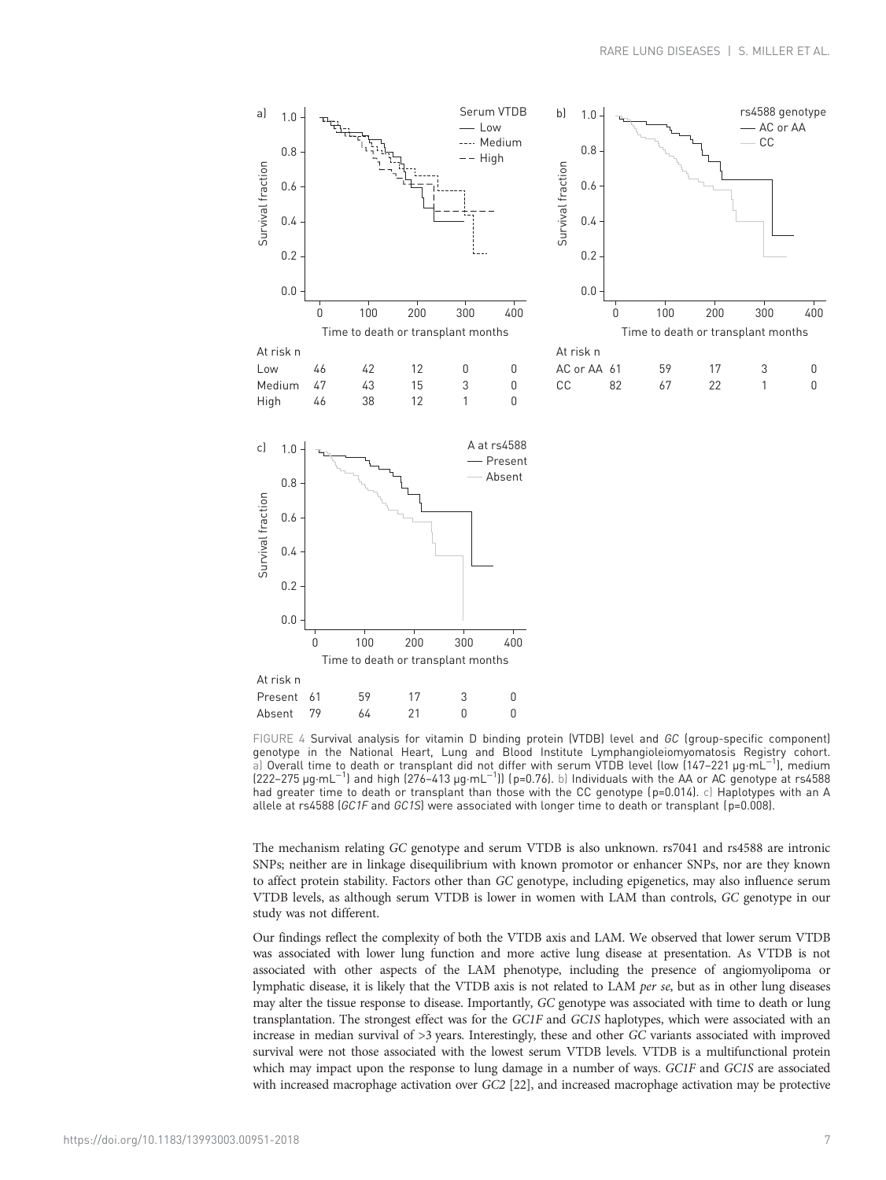FIGURE 4 Survival analysis for vitamin D binding protein (VTDB) level and *GC* (group-specific component) genotype in the National Heart, Lung and Blood Institute Lymphangioleiomyomatosis Registry cohort. a) Overall time to death or transplant did not differ with serum VTDB level (low (147–221 μg·mL$^{-1}$), medium (222–275 μg·mL$^{-1}$) and high (276–413 μg·mL$^{-1}$)) (p=0.76). b) Individuals with the AA or AC genotype at rs4588 had greater time to death or transplant than those with the CC genotype (p=0.014). c) Haplotypes with an A allele at rs4588 (*GC1F* and *GC1S*) were associated with longer time to death or transplant (p=0.008).

The mechanism relating *GC* genotype and serum VTDB is also unknown. rs7041 and rs4588 are intronic SNPs; neither are in linkage disequilibrium with known promotor or enhancer SNPs, nor are they known to affect protein stability. Factors other than *GC* genotype, including epigenetics, may also influence serum VTDB levels, as although serum VTDB is lower in women with LAM than controls, *GC* genotype in our study was not different.

Our findings reflect the complexity of both the VTDB axis and LAM. We observed that lower serum VTDB was associated with lower lung function and more active lung disease at presentation. As VTDB is not associated with other aspects of the LAM phenotype, including the presence of angiomyolipoma or lymphatic disease, it is likely that the VTDB axis is not related to LAM *per se*, but as in other lung diseases may alter the tissue response to disease. Importantly, *GC* genotype was associated with time to death or lung transplantation. The strongest effect was for the *GC1F* and *GC1S* haplotypes, which were associated with an increase in median survival of >3 years. Interestingly, these and other *GC* variants associated with improved survival were not those associated with the lowest serum VTDB levels. VTDB is a multifunctional protein which may impact upon the response to lung damage in a number of ways. *GC1F* and *GC1S* are associated with increased macrophage activation over *GC2* [22], and increased macrophage activation may be protective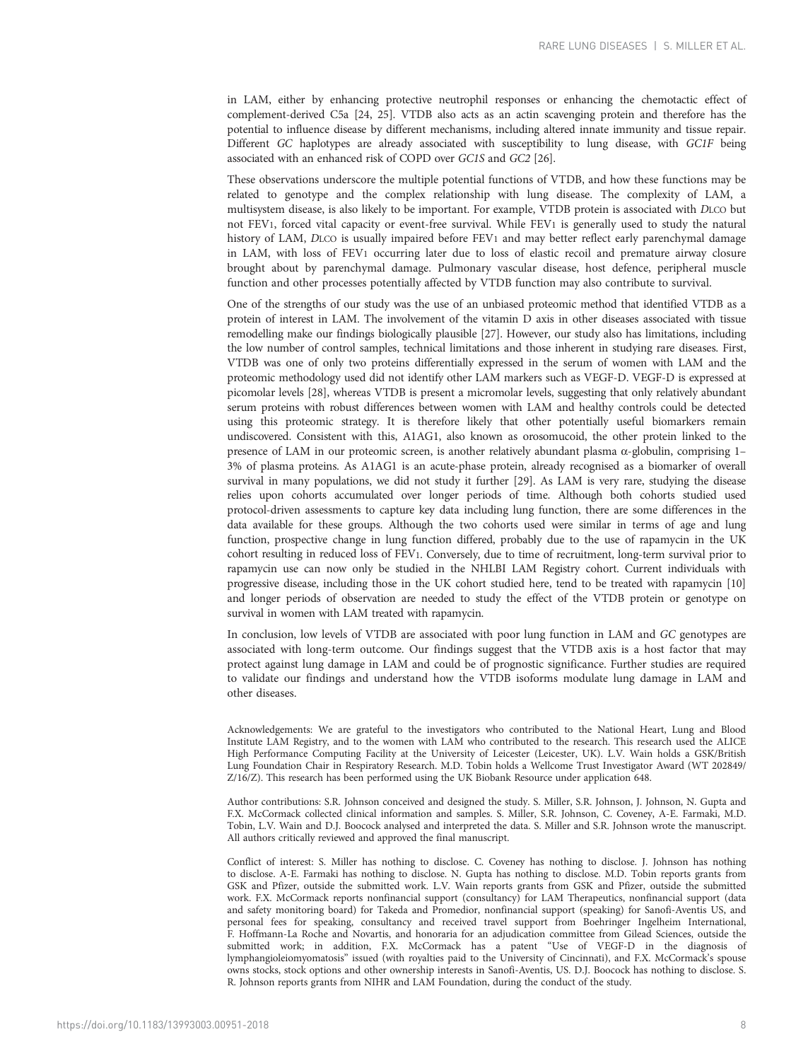in LAM, either by enhancing protective neutrophil responses or enhancing the chemotactic effect of complement-derived C5a [24, 25]. VTDB also acts as an actin scavenging protein and therefore has the potential to influence disease by different mechanisms, including altered innate immunity and tissue repair. Different *GC* haplotypes are already associated with susceptibility to lung disease, with *GC1F* being associated with an enhanced risk of COPD over *GC1S* and *GC2* [26].

These observations underscore the multiple potential functions of VTDB, and how these functions may be related to genotype and the complex relationship with lung disease. The complexity of LAM, a multisystem disease, is also likely to be important. For example, VTDB protein is associated with $D_{LCO}$ but not $FEV_1$, forced vital capacity or event-free survival. While $FEV_1$ is generally used to study the natural history of LAM, $D_{LCO}$ is usually impaired before $FEV_1$ and may better reflect early parenchymal damage in LAM, with loss of $FEV_1$ occurring later due to loss of elastic recoil and premature airway closure brought about by parenchymal damage. Pulmonary vascular disease, host defence, peripheral muscle function and other processes potentially affected by VTDB function may also contribute to survival.

One of the strengths of our study was the use of an unbiased proteomic method that identified VTDB as a protein of interest in LAM. The involvement of the vitamin D axis in other diseases associated with tissue remodelling make our findings biologically plausible [27]. However, our study also has limitations, including the low number of control samples, technical limitations and those inherent in studying rare diseases. First, VTDB was one of only two proteins differentially expressed in the serum of women with LAM and the proteomic methodology used did not identify other LAM markers such as VEGF-D. VEGF-D is expressed at picomolar levels [28], whereas VTDB is present a micromolar levels, suggesting that only relatively abundant serum proteins with robust differences between women with LAM and healthy controls could be detected using this proteomic strategy. It is therefore likely that other potentially useful biomarkers remain undiscovered. Consistent with this, A1AG1, also known as orosomucoid, the other protein linked to the presence of LAM in our proteomic screen, is another relatively abundant plasma α-globulin, comprising 1–3% of plasma proteins. As A1AG1 is an acute-phase protein, already recognised as a biomarker of overall survival in many populations, we did not study it further [29]. As LAM is very rare, studying the disease relies upon cohorts accumulated over longer periods of time. Although both cohorts studied used protocol-driven assessments to capture key data including lung function, there are some differences in the data available for these groups. Although the two cohorts used were similar in terms of age and lung function, prospective change in lung function differed, probably due to the use of rapamycin in the UK cohort resulting in reduced loss of $FEV_1$. Conversely, due to time of recruitment, long-term survival prior to rapamycin use can now only be studied in the NHLBI LAM Registry cohort. Current individuals with progressive disease, including those in the UK cohort studied here, tend to be treated with rapamycin [10] and longer periods of observation are needed to study the effect of the VTDB protein or genotype on survival in women with LAM treated with rapamycin.

In conclusion, low levels of VTDB are associated with poor lung function in LAM and *GC* genotypes are associated with long-term outcome. Our findings suggest that the VTDB axis is a host factor that may protect against lung damage in LAM and could be of prognostic significance. Further studies are required to validate our findings and understand how the VTDB isoforms modulate lung damage in LAM and other diseases.

Acknowledgements: We are grateful to the investigators who contributed to the National Heart, Lung and Blood Institute LAM Registry, and to the women with LAM who contributed to the research. This research used the ALICE High Performance Computing Facility at the University of Leicester (Leicester, UK). L.V. Wain holds a GSK/British Lung Foundation Chair in Respiratory Research. M.D. Tobin holds a Wellcome Trust Investigator Award (WT 202849/Z/16/Z). This research has been performed using the UK Biobank Resource under application 648.

Author contributions: S.R. Johnson conceived and designed the study. S. Miller, S.R. Johnson, J. Johnson, N. Gupta and F.X. McCormack collected clinical information and samples. S. Miller, S.R. Johnson, C. Coveney, A-E. Farmaki, M.D. Tobin, L.V. Wain and D.J. Boocock analysed and interpreted the data. S. Miller and S.R. Johnson wrote the manuscript. All authors critically reviewed and approved the final manuscript.

Conflict of interest: S. Miller has nothing to disclose. C. Coveney has nothing to disclose. J. Johnson has nothing to disclose. A-E. Farmaki has nothing to disclose. N. Gupta has nothing to disclose. M.D. Tobin reports grants from GSK and Pfizer, outside the submitted work. L.V. Wain reports grants from GSK and Pfizer, outside the submitted work. F.X. McCormack reports nonfinancial support (consultancy) for LAM Therapeutics, nonfinancial support (data and safety monitoring board) for Takeda and Promedior, nonfinancial support (speaking) for Sanofi-Aventis US, and personal fees for speaking, consultancy and received travel support from Boehringer Ingelheim International, F. Hoffmann-La Roche and Novartis, and honoraria for an adjudication committee from Gilead Sciences, outside the submitted work; in addition, F.X. McCormack has a patent "Use of VEGF-D in the diagnosis of lymphangioleiomyomatosis" issued (with royalties paid to the University of Cincinnati), and F.X. McCormack's spouse owns stocks, stock options and other ownership interests in Sanofi-Aventis, US. D.J. Boocock has nothing to disclose. S. R. Johnson reports grants from NIHR and LAM Foundation, during the conduct of the study.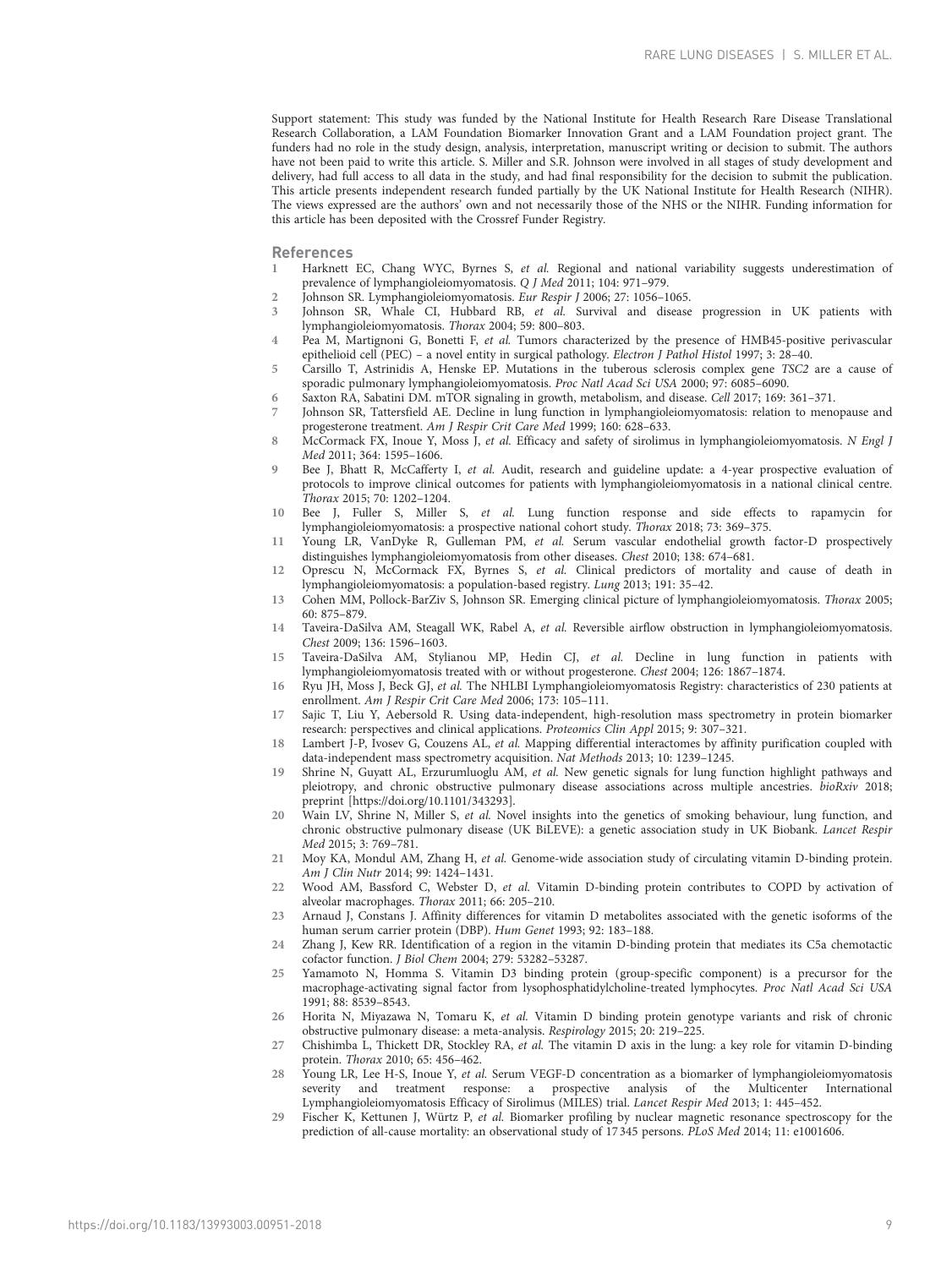Support statement: This study was funded by the National Institute for Health Research Rare Disease Translational Research Collaboration, a LAM Foundation Biomarker Innovation Grant and a LAM Foundation project grant. The funders had no role in the study design, analysis, interpretation, manuscript writing or decision to submit. The authors have not been paid to write this article. S. Miller and S.R. Johnson were involved in all stages of study development and delivery, had full access to all data in the study, and had final responsibility for the decision to submit the publication. This article presents independent research funded partially by the UK National Institute for Health Research (NIHR). The views expressed are the authors' own and not necessarily those of the NHS or the NIHR. Funding information for this article has been deposited with the Crossref Funder Registry.

## References

1. Harknett EC, Chang WYC, Byrnes S, *et al.* Regional and national variability suggests underestimation of prevalence of lymphangioleiomyomatosis. *Q J Med* 2011; 104: 971–979.
2. Johnson SR. Lymphangioleiomyomatosis. *Eur Respir J* 2006; 27: 1056–1065.
3. Johnson SR, Whale CI, Hubbard RB, *et al.* Survival and disease progression in UK patients with lymphangioleiomyomatosis. *Thorax* 2004; 59: 800–803.
4. Pea M, Martignoni G, Bonetti F, *et al.* Tumors characterized by the presence of HMB45-positive perivascular epithelioid cell (PEC) – a novel entity in surgical pathology. *Electron J Pathol Histol* 1997; 3: 28–40.
5. Carsillo T, Astrinidis A, Henske EP. Mutations in the tuberous sclerosis complex gene *TSC2* are a cause of sporadic pulmonary lymphangioleiomyomatosis. *Proc Natl Acad Sci USA* 2000; 97: 6085–6090.
6. Saxton RA, Sabatini DM. mTOR signaling in growth, metabolism, and disease. *Cell* 2017; 169: 361–371.
7. Johnson SR, Tattersfield AE. Decline in lung function in lymphangioleiomyomatosis: relation to menopause and progesterone treatment. *Am J Respir Crit Care Med* 1999; 160: 628–633.
8. McCormack FX, Inoue Y, Moss J, *et al.* Efficacy and safety of sirolimus in lymphangioleiomyomatosis. *N Engl J Med* 2011; 364: 1595–1606.
9. Bee J, Bhatt R, McCafferty I, *et al.* Audit, research and guideline update: a 4-year prospective evaluation of protocols to improve clinical outcomes for patients with lymphangioleiomyomatosis in a national clinical centre. *Thorax* 2015; 70: 1202–1204.
10. Bee J, Fuller S, Miller S, *et al.* Lung function response and side effects to rapamycin for lymphangioleiomyomatosis: a prospective national cohort study. *Thorax* 2018; 73: 369–375.
11. Young LR, VanDyke R, Gulleman PM, *et al.* Serum vascular endothelial growth factor-D prospectively distinguishes lymphangioleiomyomatosis from other diseases. *Chest* 2010; 138: 674–681.
12. Oprescu N, McCormack FX, Byrnes S, *et al.* Clinical predictors of mortality and cause of death in lymphangioleiomyomatosis: a population-based registry. *Lung* 2013; 191: 35–42.
13. Cohen MM, Pollock-BarZiv S, Johnson SR. Emerging clinical picture of lymphangioleiomyomatosis. *Thorax* 2005; 60: 875–879.
14. Taveira-DaSilva AM, Steagall WK, Rabel A, *et al.* Reversible airflow obstruction in lymphangioleiomyomatosis. *Chest* 2009; 136: 1596–1603.
15. Taveira-DaSilva AM, Stylianou MP, Hedin CJ, *et al.* Decline in lung function in patients with lymphangioleiomyomatosis treated with or without progesterone. *Chest* 2004; 126: 1867–1874.
16. Ryu JH, Moss J, Beck GJ, *et al.* The NHLBI Lymphangioleiomyomatosis Registry: characteristics of 230 patients at enrollment. *Am J Respir Crit Care Med* 2006; 173: 105–111.
17. Sajic T, Liu Y, Aebersold R. Using data-independent, high-resolution mass spectrometry in protein biomarker research: perspectives and clinical applications. *Proteomics Clin Appl* 2015; 9: 307–321.
18. Lambert J-P, Ivosev G, Couzens AL, *et al.* Mapping differential interactomes by affinity purification coupled with data-independent mass spectrometry acquisition. *Nat Methods* 2013; 10: 1239–1245.
19. Shrine N, Guyatt AL, Erzurumluoglu AM, *et al.* New genetic signals for lung function highlight pathways and pleiotropy, and chronic obstructive pulmonary disease associations across multiple ancestries. *bioRxiv* 2018; preprint [https://doi.org/10.1101/343293].
20. Wain LV, Shrine N, Miller S, *et al.* Novel insights into the genetics of smoking behaviour, lung function, and chronic obstructive pulmonary disease (UK BiLEVE): a genetic association study in UK Biobank. *Lancet Respir Med* 2015; 3: 769–781.
21. Moy KA, Mondul AM, Zhang H, *et al.* Genome-wide association study of circulating vitamin D-binding protein. *Am J Clin Nutr* 2014; 99: 1424–1431.
22. Wood AM, Bassford C, Webster D, *et al.* Vitamin D-binding protein contributes to COPD by activation of alveolar macrophages. *Thorax* 2011; 66: 205–210.
23. Arnaud J, Constans J. Affinity differences for vitamin D metabolites associated with the genetic isoforms of the human serum carrier protein (DBP). *Hum Genet* 1993; 92: 183–188.
24. Zhang J, Kew RR. Identification of a region in the vitamin D-binding protein that mediates its C5a chemotactic cofactor function. *J Biol Chem* 2004; 279: 53282–53287.
25. Yamamoto N, Homma S. Vitamin D3 binding protein (group-specific component) is a precursor for the macrophage-activating signal factor from lysophosphatidylcholine-treated lymphocytes. *Proc Natl Acad Sci USA* 1991; 88: 8539–8543.
26. Horita N, Miyazawa N, Tomaru K, *et al.* Vitamin D binding protein genotype variants and risk of chronic obstructive pulmonary disease: a meta-analysis. *Respirology* 2015; 20: 219–225.
27. Chishimba L, Thickett DR, Stockley RA, *et al.* The vitamin D axis in the lung: a key role for vitamin D-binding protein. *Thorax* 2010; 65: 456–462.
28. Young LR, Lee H-S, Inoue Y, *et al.* Serum VEGF-D concentration as a biomarker of lymphangioleiomyomatosis severity and treatment response: a prospective analysis of the Multicenter International Lymphangioleiomyomatosis Efficacy of Sirolimus (MILES) trial. *Lancet Respir Med* 2013; 1: 445–452.
29. Fischer K, Kettunen J, Würtz P, *et al.* Biomarker profiling by nuclear magnetic resonance spectroscopy for the prediction of all-cause mortality: an observational study of 17 345 persons. *PLoS Med* 2014; 11: e1001606.